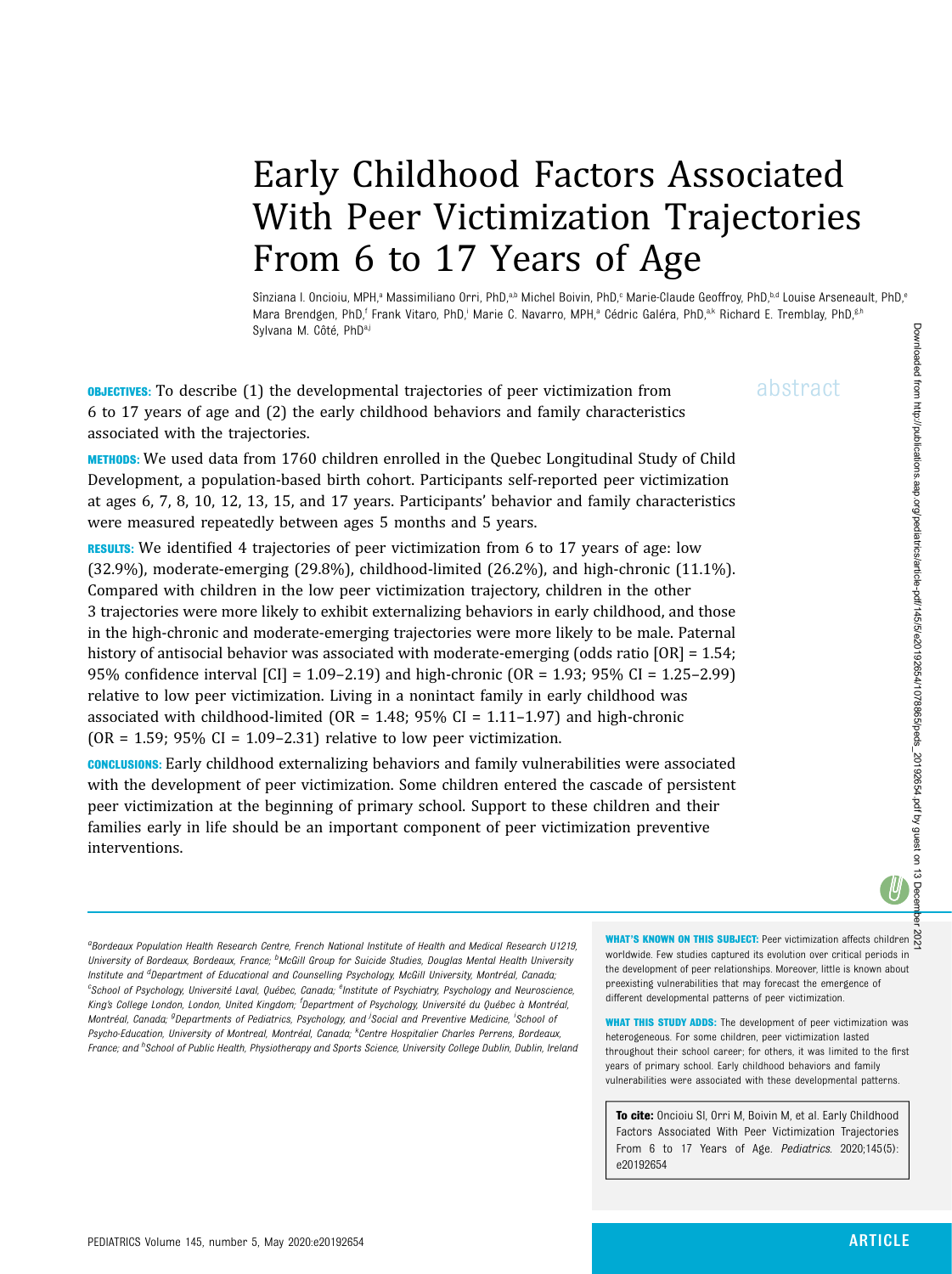# Early Childhood Factors Associated With Peer Victimization Trajectories From 6 to 17 Years of Age

Sînziana I. Oncioiu, MPH,[a] Massimiliano Orri, PhD,[a,b] Michel Boivin, PhD,[c] Marie-Claude Geoffroy, PhD,[b,d] Louise Arseneault, PhD,[e] Mara Brendgen, PhD,[f] Frank Vitaro, PhD,[i] Marie C. Navarro, MPH,[a] Cédric Galéra, PhD,[a,k] Richard E. Tremblay, PhD,[g,h] Sylvana M. Côté, PhD[a,j]

## abstract

**OBJECTIVES:** To describe (1) the developmental trajectories of peer victimization from 6 to 17 years of age and (2) the early childhood behaviors and family characteristics associated with the trajectories.

**METHODS:** We used data from 1760 children enrolled in the Quebec Longitudinal Study of Child Development, a population-based birth cohort. Participants self-reported peer victimization at ages 6, 7, 8, 10, 12, 13, 15, and 17 years. Participants' behavior and family characteristics were measured repeatedly between ages 5 months and 5 years.

**RESULTS:** We identified 4 trajectories of peer victimization from 6 to 17 years of age: low (32.9%), moderate-emerging (29.8%), childhood-limited (26.2%), and high-chronic (11.1%). Compared with children in the low peer victimization trajectory, children in the other 3 trajectories were more likely to exhibit externalizing behaviors in early childhood, and those in the high-chronic and moderate-emerging trajectories were more likely to be male. Paternal history of antisocial behavior was associated with moderate-emerging (odds ratio [OR] = 1.54; 95% confidence interval [CI] = 1.09–2.19) and high-chronic (OR = 1.93; 95% CI = 1.25–2.99) relative to low peer victimization. Living in a nonintact family in early childhood was associated with childhood-limited (OR = 1.48; 95% CI = 1.11–1.97) and high-chronic (OR = 1.59; 95% CI = 1.09–2.31) relative to low peer victimization.

**CONCLUSIONS:** Early childhood externalizing behaviors and family vulnerabilities were associated with the development of peer victimization. Some children entered the cascade of persistent peer victimization at the beginning of primary school. Support to these children and their families early in life should be an important component of peer victimization preventive interventions.

[a]Bordeaux Population Health Research Centre, French National Institute of Health and Medical Research U1219, University of Bordeaux, Bordeaux, France; [b]McGill Group for Suicide Studies, Douglas Mental Health University Institute and [d]Department of Educational and Counselling Psychology, McGill University, Montréal, Canada; [c]School of Psychology, Université Laval, Québec, Canada; [e]Institute of Psychiatry, Psychology and Neuroscience, King's College London, London, United Kingdom; [f]Department of Psychology, Université du Québec à Montréal, Montréal, Canada; [g]Departments of Pediatrics, Psychology, and [j]Social and Preventive Medicine, [i]School of Psycho-Education, University of Montreal, Montréal, Canada; [k]Centre Hospitalier Charles Perrens, Bordeaux, France; and [h]School of Public Health, Physiotherapy and Sports Science, University College Dublin, Dublin, Ireland

**WHAT'S KNOWN ON THIS SUBJECT:** Peer victimization affects children worldwide. Few studies captured its evolution over critical periods in the development of peer relationships. Moreover, little is known about preexisting vulnerabilities that may forecast the emergence of different developmental patterns of peer victimization.

**WHAT THIS STUDY ADDS:** The development of peer victimization was heterogeneous. For some children, peer victimization lasted throughout their school career; for others, it was limited to the first years of primary school. Early childhood behaviors and family vulnerabilities were associated with these developmental patterns.

**To cite:** Oncioiu SI, Orri M, Boivin M, et al. Early Childhood Factors Associated With Peer Victimization Trajectories From 6 to 17 Years of Age. *Pediatrics.* 2020;145(5): e20192654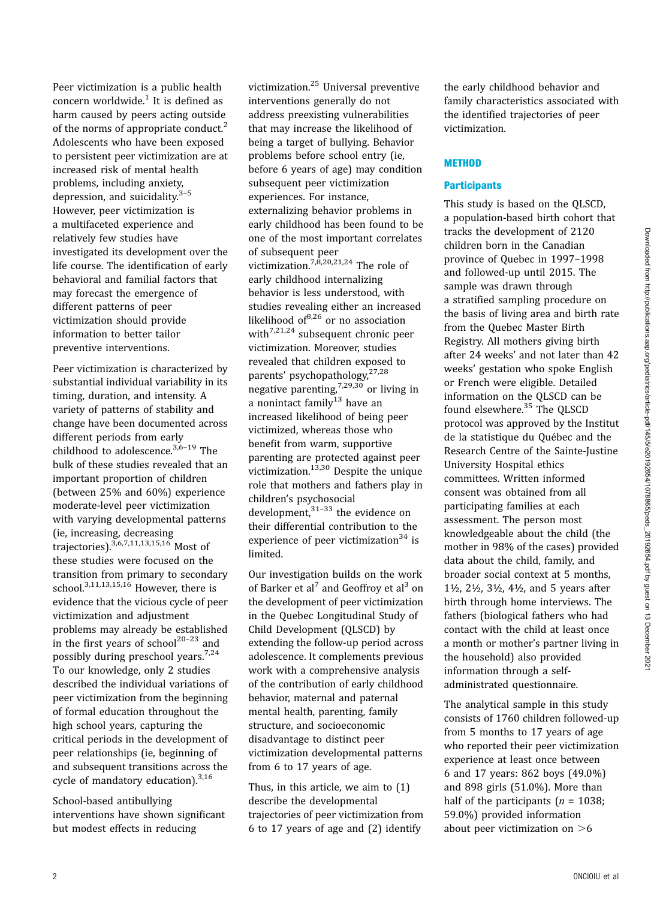Peer victimization is a public health concern worldwide.[1] It is defined as harm caused by peers acting outside of the norms of appropriate conduct.[2] Adolescents who have been exposed to persistent peer victimization are at increased risk of mental health problems, including anxiety, depression, and suicidality.[3–5] However, peer victimization is a multifaceted experience and relatively few studies have investigated its development over the life course. The identification of early behavioral and familial factors that may forecast the emergence of different patterns of peer victimization should provide information to better tailor preventive interventions.

Peer victimization is characterized by substantial individual variability in its timing, duration, and intensity. A variety of patterns of stability and change have been documented across different periods from early childhood to adolescence.[3,6–19] The bulk of these studies revealed that an important proportion of children (between 25% and 60%) experience moderate-level peer victimization with varying developmental patterns (ie, increasing, decreasing trajectories).[3,6,7,11,13,15,16] Most of these studies were focused on the transition from primary to secondary school.[3,11,13,15,16] However, there is evidence that the vicious cycle of peer victimization and adjustment problems may already be established in the first years of school[20–23] and possibly during preschool years.[7,24] To our knowledge, only 2 studies described the individual variations of peer victimization from the beginning of formal education throughout the high school years, capturing the critical periods in the development of peer relationships (ie, beginning of and subsequent transitions across the cycle of mandatory education).[3,16]

School-based antibullying interventions have shown significant but modest effects in reducing victimization.[25] Universal preventive interventions generally do not address preexisting vulnerabilities that may increase the likelihood of being a target of bullying. Behavior problems before school entry (ie, before 6 years of age) may condition subsequent peer victimization experiences. For instance, externalizing behavior problems in early childhood has been found to be one of the most important correlates of subsequent peer victimization.[7,8,20,21,24] The role of early childhood internalizing behavior is less understood, with studies revealing either an increased likelihood of[8,26] or no association with[7,21,24] subsequent chronic peer victimization. Moreover, studies revealed that children exposed to parents' psychopathology,[27,28] negative parenting,[7,29,30] or living in a nonintact family[13] have an increased likelihood of being peer victimized, whereas those who benefit from warm, supportive parenting are protected against peer victimization.[13,30] Despite the unique role that mothers and fathers play in children's psychosocial development,[31–33] the evidence on their differential contribution to the experience of peer victimization[34] is limited.

Our investigation builds on the work of Barker et al[7] and Geoffroy et al[3] on the development of peer victimization in the Quebec Longitudinal Study of Child Development (QLSCD) by extending the follow-up period across adolescence. It complements previous work with a comprehensive analysis of the contribution of early childhood behavior, maternal and paternal mental health, parenting, family structure, and socioeconomic disadvantage to distinct peer victimization developmental patterns from 6 to 17 years of age.

Thus, in this article, we aim to (1) describe the developmental trajectories of peer victimization from 6 to 17 years of age and (2) identify the early childhood behavior and family characteristics associated with the identified trajectories of peer victimization.

## METHOD

### Participants

This study is based on the QLSCD, a population-based birth cohort that tracks the development of 2120 children born in the Canadian province of Quebec in 1997–1998 and followed-up until 2015. The sample was drawn through a stratified sampling procedure on the basis of living area and birth rate from the Quebec Master Birth Registry. All mothers giving birth after 24 weeks' and not later than 42 weeks' gestation who spoke English or French were eligible. Detailed information on the QLSCD can be found elsewhere.[35] The QLSCD protocol was approved by the Institut de la statistique du Québec and the Research Centre of the Sainte-Justine University Hospital ethics committees. Written informed consent was obtained from all participating families at each assessment. The person most knowledgeable about the child (the mother in 98% of the cases) provided data about the child, family, and broader social context at 5 months, 1½, 2½, 3½, 4½, and 5 years after birth through home interviews. The fathers (biological fathers who had contact with the child at least once a month or mother's partner living in the household) also provided information through a self-administrated questionnaire.

The analytical sample in this study consists of 1760 children followed-up from 5 months to 17 years of age who reported their peer victimization experience at least once between 6 and 17 years: 862 boys (49.0%) and 898 girls (51.0%). More than half of the participants ($n$ = 1038; 59.0%) provided information about peer victimization on >6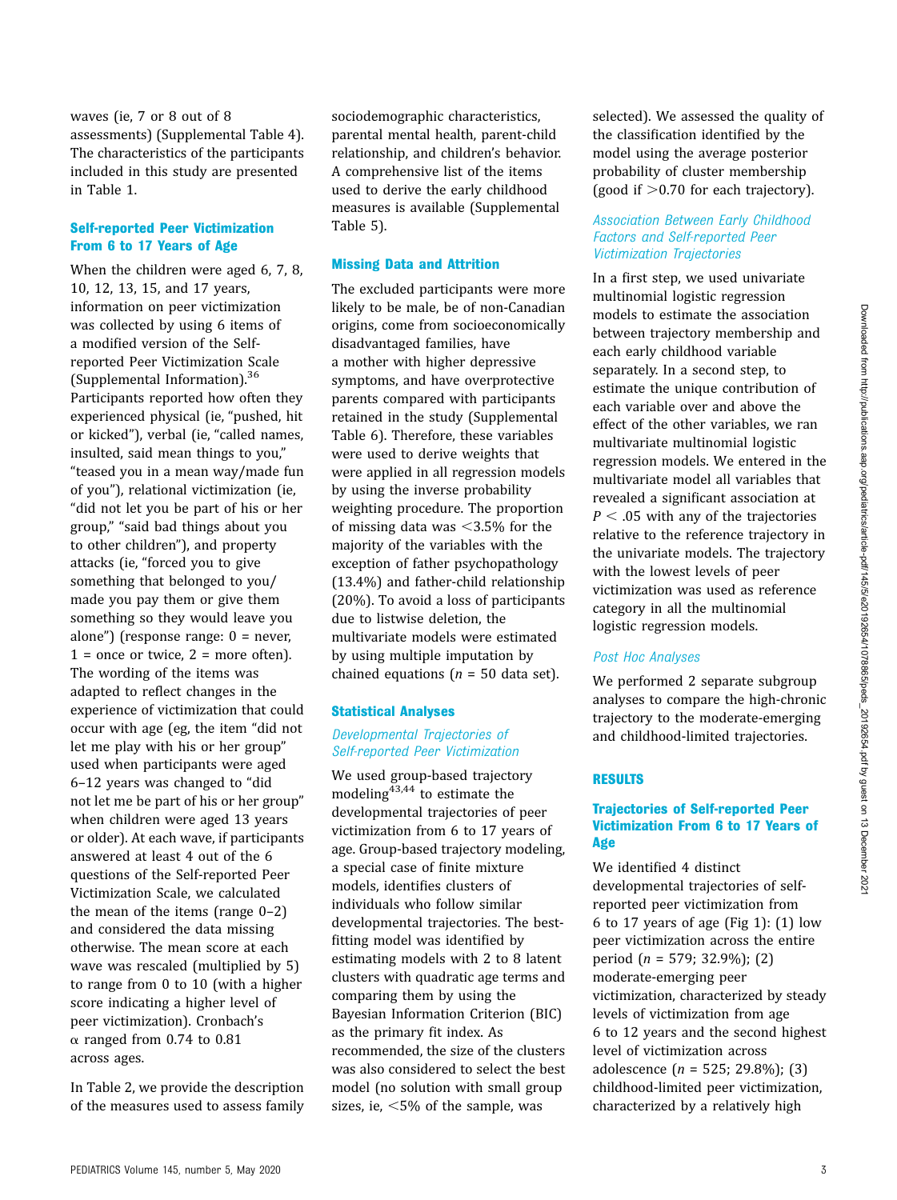waves (ie, 7 or 8 out of 8 assessments) (Supplemental Table 4). The characteristics of the participants included in this study are presented in Table 1.

### Self-reported Peer Victimization From 6 to 17 Years of Age

When the children were aged 6, 7, 8, 10, 12, 13, 15, and 17 years, information on peer victimization was collected by using 6 items of a modified version of the Self-reported Peer Victimization Scale (Supplemental Information).[36] Participants reported how often they experienced physical (ie, "pushed, hit or kicked"), verbal (ie, "called names, insulted, said mean things to you," "teased you in a mean way/made fun of you"), relational victimization (ie, "did not let you be part of his or her group," "said bad things about you to other children"), and property attacks (ie, "forced you to give something that belonged to you/made you pay them or give them something so they would leave you alone") (response range: 0 = never, 1 = once or twice, 2 = more often). The wording of the items was adapted to reflect changes in the experience of victimization that could occur with age (eg, the item "did not let me play with his or her group" used when participants were aged 6–12 years was changed to "did not let me be part of his or her group" when children were aged 13 years or older). At each wave, if participants answered at least 4 out of the 6 questions of the Self-reported Peer Victimization Scale, we calculated the mean of the items (range 0–2) and considered the data missing otherwise. The mean score at each wave was rescaled (multiplied by 5) to range from 0 to 10 (with a higher score indicating a higher level of peer victimization). Cronbach's $\alpha$ ranged from 0.74 to 0.81 across ages.

In Table 2, we provide the description of the measures used to assess family sociodemographic characteristics, parental mental health, parent-child relationship, and children's behavior. A comprehensive list of the items used to derive the early childhood measures is available (Supplemental Table 5).

### Missing Data and Attrition

The excluded participants were more likely to be male, be of non-Canadian origins, come from socioeconomically disadvantaged families, have a mother with higher depressive symptoms, and have overprotective parents compared with participants retained in the study (Supplemental Table 6). Therefore, these variables were used to derive weights that were applied in all regression models by using the inverse probability weighting procedure. The proportion of missing data was <3.5% for the majority of the variables with the exception of father psychopathology (13.4%) and father-child relationship (20%). To avoid a loss of participants due to listwise deletion, the multivariate models were estimated by using multiple imputation by chained equations ($n$ = 50 data set).

### Statistical Analyses

#### *Developmental Trajectories of Self-reported Peer Victimization*

We used group-based trajectory modeling[43,44] to estimate the developmental trajectories of peer victimization from 6 to 17 years of age. Group-based trajectory modeling, a special case of finite mixture models, identifies clusters of individuals who follow similar developmental trajectories. The best-fitting model was identified by estimating models with 2 to 8 latent clusters with quadratic age terms and comparing them by using the Bayesian Information Criterion (BIC) as the primary fit index. As recommended, the size of the clusters was also considered to select the best model (no solution with small group sizes, ie, <5% of the sample, was selected). We assessed the quality of the classification identified by the model using the average posterior probability of cluster membership (good if >0.70 for each trajectory).

#### *Association Between Early Childhood Factors and Self-reported Peer Victimization Trajectories*

In a first step, we used univariate multinomial logistic regression models to estimate the association between trajectory membership and each early childhood variable separately. In a second step, to estimate the unique contribution of each variable over and above the effect of the other variables, we ran multivariate multinomial logistic regression models. We entered in the multivariate model all variables that revealed a significant association at $P < .05$ with any of the trajectories relative to the reference trajectory in the univariate models. The trajectory with the lowest levels of peer victimization was used as reference category in all the multinomial logistic regression models.

#### *Post Hoc Analyses*

We performed 2 separate subgroup analyses to compare the high-chronic trajectory to the moderate-emerging and childhood-limited trajectories.

## RESULTS

### Trajectories of Self-reported Peer Victimization From 6 to 17 Years of Age

We identified 4 distinct developmental trajectories of self-reported peer victimization from 6 to 17 years of age (Fig 1): (1) low peer victimization across the entire period ($n$ = 579; 32.9%); (2) moderate-emerging peer victimization, characterized by steady levels of victimization from age 6 to 12 years and the second highest level of victimization across adolescence ($n$ = 525; 29.8%); (3) childhood-limited peer victimization, characterized by a relatively high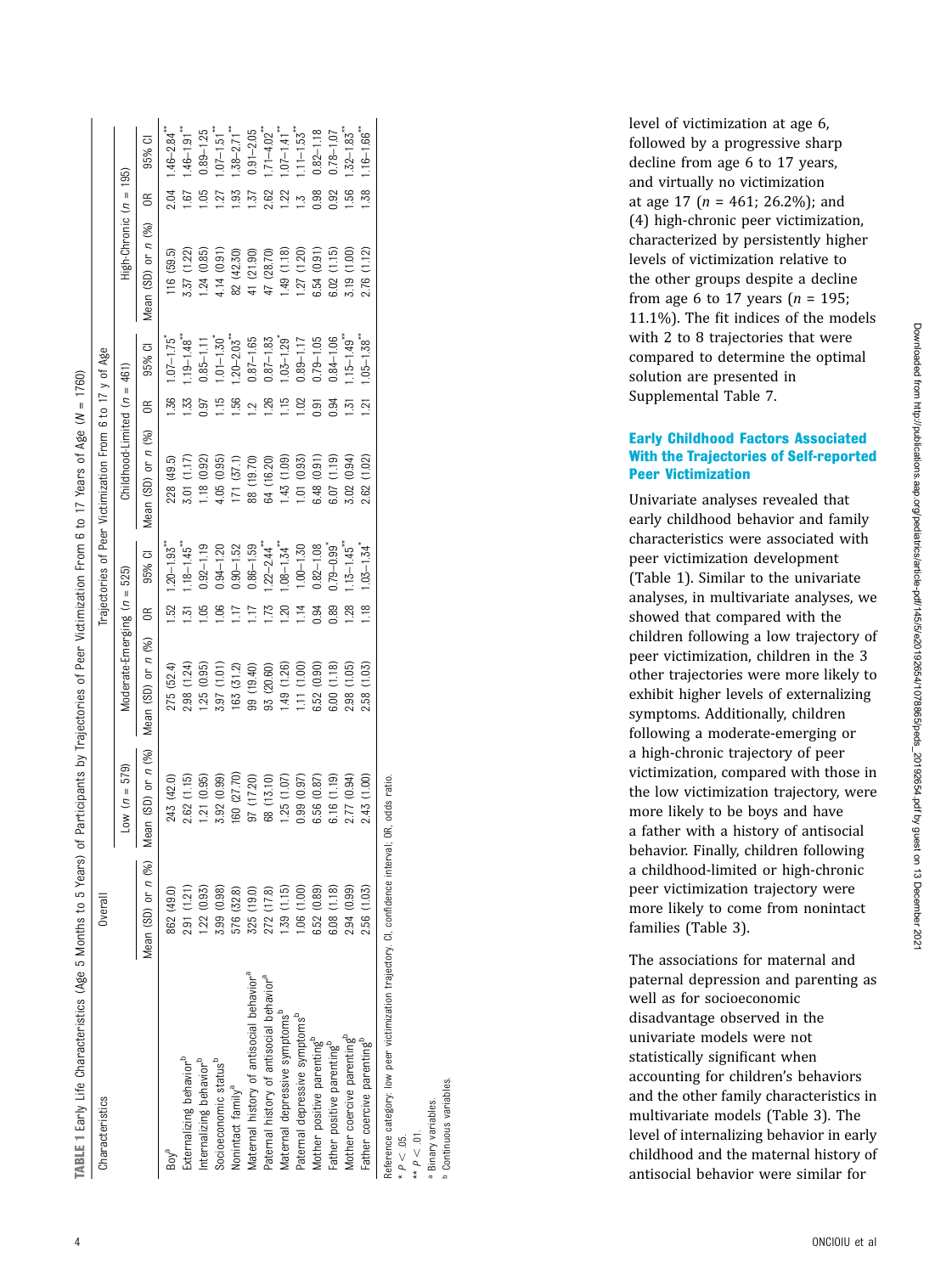**TABLE 1** Early Life Characteristics (Age 5 Months to 5 Years) of Participants by Trajectories of Peer Victimization From 6 to 17 Years of Age (*N* = 1760)

| Characteristics | Overall | Trajectories of Peer Victimization From 6 to 17 y of Age | | | | | | | | | |
|---|---|---|---|---|---|---|---|---|---|---|---|
| | | Low (*n* = 579) | Moderate-Emerging (*n* = 525) | | | Childhood-Limited (*n* = 461) | | | High-Chronic (*n* = 195) | | |
| | Mean (SD) or *n* (%) | Mean (SD) or *n* (%) | Mean (SD) or *n* (%) | OR | 95% CI | Mean (SD) or *n* (%) | OR | 95% CI | Mean (SD) or *n* (%) | OR | 95% CI |
| Boy[a] | 862 (49.0) | 243 (42.0) | 275 (52.4) | 1.52 | 1.20–1.93** | 228 (49.5) | 1.36 | 1.07–1.75* | 116 (59.5) | 2.04 | 1.46–2.84** |
| Externalizing behavior[b] | 2.91 (1.21) | 2.62 (1.15) | 2.98 (1.24) | 1.31 | 1.18–1.45** | 3.01 (1.17) | 1.33 | 1.19–1.48** | 3.37 (1.22) | 1.67 | 1.46–1.91** |
| Internalizing behavior[b] | 1.22 (0.93) | 1.21 (0.95) | 1.25 (0.95) | 1.05 | 0.92–1.19 | 1.18 (0.92) | 0.97 | 0.85–1.11 | 1.24 (0.85) | 1.05 | 0.89–1.25 |
| Socioeconomic status[b] | 3.99 (0.98) | 3.92 (0.99) | 3.97 (1.01) | 1.06 | 0.94–1.20 | 4.05 (0.95) | 1.15 | 1.01–1.30* | 4.14 (0.91) | 1.27 | 1.07–1.51** |
| Nonintact family[a] | 576 (32.8) | 160 (27.70) | 163 (31.2) | 1.17 | 0.90–1.52 | 171 (37.1) | 1.56 | 1.20–2.03** | 82 (42.30) | 1.93 | 1.38–2.71** |
| Maternal history of antisocial behavior[a] | 325 (19.0) | 97 (17.20) | 99 (19.40) | 1.17 | 0.86–1.59 | 88 (19.70) | 1.2 | 0.87–1.65 | 41 (21.90) | 1.37 | 0.91–2.05 |
| Paternal history of antisocial behavior[a] | 272 (17.8) | 68 (13.10) | 93 (20.60) | 1.73 | 1.22–2.44** | 64 (16.20) | 1.26 | 0.87–1.83 | 47 (28.70) | 2.62 | 1.71–4.02** |
| Maternal depressive symptoms[b] | 1.39 (1.15) | 1.25 (1.07) | 1.49 (1.26) | 1.20 | 1.08–1.34** | 1.43 (1.09) | 1.15 | 1.03–1.29* | 1.49 (1.18) | 1.22 | 1.07–1.41** |
| Paternal depressive symptoms[b] | 1.06 (1.00) | 0.99 (0.97) | 1.11 (1.00) | 1.14 | 1.00–1.30 | 1.01 (0.93) | 1.02 | 0.89–1.17 | 1.27 (1.20) | 1.3 | 1.11–1.53** |
| Mother positive parenting[b] | 6.52 (0.89) | 6.56 (0.87) | 6.52 (0.90) | 0.94 | 0.82–1.08 | 6.48 (0.91) | 0.91 | 0.79–1.05 | 6.54 (0.91) | 0.98 | 0.82–1.18 |
| Father positive parenting[b] | 6.08 (1.18) | 6.16 (1.19) | 6.00 (1.18) | 0.89 | 0.79–0.99* | 6.07 (1.19) | 0.94 | 0.84–1.06 | 6.02 (1.15) | 0.92 | 0.78–1.07 |
| Mother coercive parenting[b] | 2.94 (0.99) | 2.77 (0.94) | 2.98 (1.05) | 1.28 | 1.13–1.45** | 3.02 (0.94) | 1.31 | 1.15–1.49** | 3.19 (1.00) | 1.56 | 1.32–1.83** |
| Father coercive parenting[b] | 2.56 (1.03) | 2.43 (1.00) | 2.58 (1.03) | 1.18 | 1.03–1.34* | 2.62 (1.02) | 1.21 | 1.05–1.38** | 2.76 (1.12) | 1.38 | 1.16–1.66** |

Reference category: low peer victimization trajectory. CI, confidence interval; OR, odds ratio.
\* $P < .05$.
\*\* $P < .01$.
[a] Binary variables.
[b] Continuous variables.

level of victimization at age 6, followed by a progressive sharp decline from age 6 to 17 years, and virtually no victimization at age 17 (*n* = 461; 26.2%); and (4) high-chronic peer victimization, characterized by persistently higher levels of victimization relative to the other groups despite a decline from age 6 to 17 years (*n* = 195; 11.1%). The fit indices of the models with 2 to 8 trajectories that were compared to determine the optimal solution are presented in Supplemental Table 7.

## Early Childhood Factors Associated With the Trajectories of Self-reported Peer Victimization

Univariate analyses revealed that early childhood behavior and family characteristics were associated with peer victimization development (Table 1). Similar to the univariate analyses, in multivariate analyses, we showed that compared with the children following a low trajectory of peer victimization, children in the 3 other trajectories were more likely to exhibit higher levels of externalizing symptoms. Additionally, children following a moderate-emerging or a high-chronic trajectory of peer victimization, compared with those in the low victimization trajectory, were more likely to be boys and have a father with a history of antisocial behavior. Finally, children following a childhood-limited or high-chronic peer victimization trajectory were more likely to come from nonintact families (Table 3).

The associations for maternal and paternal depression and parenting as well as for socioeconomic disadvantage observed in the univariate models were not statistically significant when accounting for children's behaviors and the other family characteristics in multivariate models (Table 3). The level of internalizing behavior in early childhood and the maternal history of antisocial behavior were similar for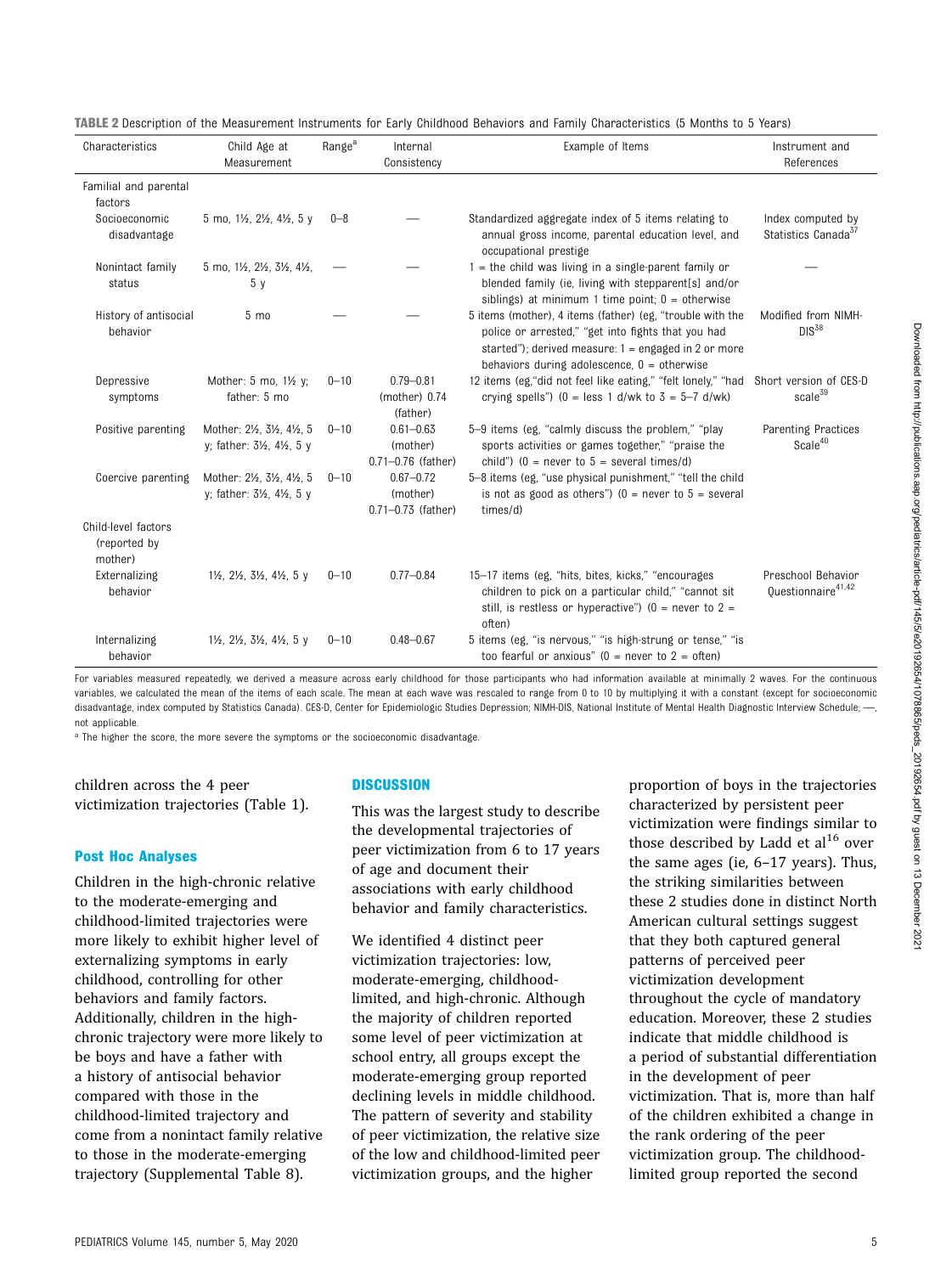**TABLE 2** Description of the Measurement Instruments for Early Childhood Behaviors and Family Characteristics (5 Months to 5 Years)

| Characteristics | Child Age at Measurement | Range[a] | Internal Consistency | Example of Items | Instrument and References |
|---|---|---|---|---|---|
| Familial and parental factors | | | | | |
| Socioeconomic disadvantage | 5 mo, 1½, 2½, 4½, 5 y | 0–8 | — | Standardized aggregate index of 5 items relating to annual gross income, parental education level, and occupational prestige | Index computed by Statistics Canada[37] |
| Nonintact family status | 5 mo, 1½, 2½, 3½, 4½, 5 y | — | — | 1 = the child was living in a single-parent family or blended family (ie, living with stepparent[s] and/or siblings) at minimum 1 time point; 0 = otherwise | — |
| History of antisocial behavior | 5 mo | — | — | 5 items (mother), 4 items (father) (eg, "trouble with the police or arrested," "get into fights that you had started"); derived measure: 1 = engaged in 2 or more behaviors during adolescence, 0 = otherwise | Modified from NIMH-DIS[38] |
| Depressive symptoms | Mother: 5 mo, 1½ y; father: 5 mo | 0–10 | 0.79–0.81 (mother) 0.74 (father) | 12 items (eg,"did not feel like eating," "felt lonely," "had crying spells") (0 = less 1 d/wk to 3 = 5–7 d/wk) | Short version of CES-D scale[39] |
| Positive parenting | Mother: 2½, 3½, 4½, 5 y; father: 3½, 4½, 5 y | 0–10 | 0.61–0.63 (mother) 0.71–0.76 (father) | 5–9 items (eg, "calmly discuss the problem," "play sports activities or games together," "praise the child") (0 = never to 5 = several times/d) | Parenting Practices Scale[40] |
| Coercive parenting | Mother: 2½, 3½, 4½, 5 y; father: 3½, 4½, 5 y | 0–10 | 0.67–0.72 (mother) 0.71–0.73 (father) | 5–8 items (eg, "use physical punishment," "tell the child is not as good as others") (0 = never to 5 = several times/d) | |
| Child-level factors (reported by mother) | | | | | |
| Externalizing behavior | 1½, 2½, 3½, 4½, 5 y | 0–10 | 0.77–0.84 | 15–17 items (eg, "hits, bites, kicks," "encourages children to pick on a particular child," "cannot sit still, is restless or hyperactive") (0 = never to 2 = often) | Preschool Behavior Questionnaire[41,42] |
| Internalizing behavior | 1½, 2½, 3½, 4½, 5 y | 0–10 | 0.48–0.67 | 5 items (eg, "is nervous," "is high-strung or tense," "is too fearful or anxious" (0 = never to 2 = often) | |

For variables measured repeatedly, we derived a measure across early childhood for those participants who had information available at minimally 2 waves. For the continuous variables, we calculated the mean of the items of each scale. The mean at each wave was rescaled to range from 0 to 10 by multiplying it with a constant (except for socioeconomic disadvantage, index computed by Statistics Canada). CES-D, Center for Epidemiologic Studies Depression; NIMH-DIS, National Institute of Mental Health Diagnostic Interview Schedule; —, not applicable.

[a] The higher the score, the more severe the symptoms or the socioeconomic disadvantage.

children across the 4 peer victimization trajectories (Table 1).

### Post Hoc Analyses

Children in the high-chronic relative to the moderate-emerging and childhood-limited trajectories were more likely to exhibit higher level of externalizing symptoms in early childhood, controlling for other behaviors and family factors. Additionally, children in the high-chronic trajectory were more likely to be boys and have a father with a history of antisocial behavior compared with those in the childhood-limited trajectory and come from a nonintact family relative to those in the moderate-emerging trajectory (Supplemental Table 8).

## DISCUSSION

This was the largest study to describe the developmental trajectories of peer victimization from 6 to 17 years of age and document their associations with early childhood behavior and family characteristics.

We identified 4 distinct peer victimization trajectories: low, moderate-emerging, childhood-limited, and high-chronic. Although the majority of children reported some level of peer victimization at school entry, all groups except the moderate-emerging group reported declining levels in middle childhood. The pattern of severity and stability of peer victimization, the relative size of the low and childhood-limited peer victimization groups, and the higher proportion of boys in the trajectories characterized by persistent peer victimization were findings similar to those described by Ladd et al[16] over the same ages (ie, 6–17 years). Thus, the striking similarities between these 2 studies done in distinct North American cultural settings suggest that they both captured general patterns of perceived peer victimization development throughout the cycle of mandatory education. Moreover, these 2 studies indicate that middle childhood is a period of substantial differentiation in the development of peer victimization. That is, more than half of the children exhibited a change in the rank ordering of the peer victimization group. The childhood-limited group reported the second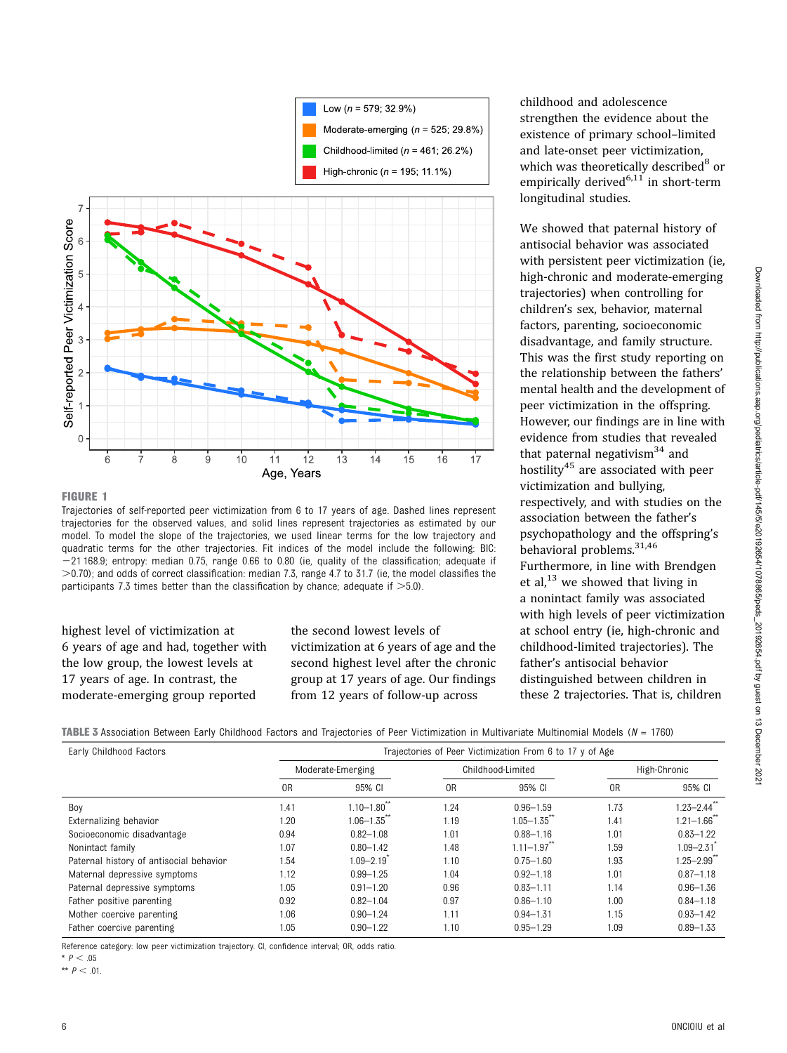FIGURE 1

Trajectories of self-reported peer victimization from 6 to 17 years of age. Dashed lines represent trajectories for the observed values, and solid lines represent trajectories as estimated by our model. To model the slope of the trajectories, we used linear terms for the low trajectory and quadratic terms for the other trajectories. Fit indices of the model include the following: BIC: −21 168.9; entropy: median 0.75, range 0.66 to 0.80 (ie, quality of the classification; adequate if >0.70); and odds of correct classification: median 7.3, range 4.7 to 31.7 (ie, the model classifies the participants 7.3 times better than the classification by chance; adequate if >5.0).

highest level of victimization at 6 years of age and had, together with the low group, the lowest levels at 17 years of age. In contrast, the moderate-emerging group reported the second lowest levels of victimization at 6 years of age and the second highest level after the chronic group at 17 years of age. Our findings from 12 years of follow-up across childhood and adolescence strengthen the evidence about the existence of primary school–limited and late-onset peer victimization, which was theoretically described[8] or empirically derived[6,11] in short-term longitudinal studies.

We showed that paternal history of antisocial behavior was associated with persistent peer victimization (ie, high-chronic and moderate-emerging trajectories) when controlling for children's sex, behavior, maternal factors, parenting, socioeconomic disadvantage, and family structure. This was the first study reporting on the relationship between the fathers' mental health and the development of peer victimization in the offspring. However, our findings are in line with evidence from studies that revealed that paternal negativism[34] and hostility[45] are associated with peer victimization and bullying, respectively, and with studies on the association between the father's psychopathology and the offspring's behavioral problems.[31,46] Furthermore, in line with Brendgen et al,[13] we showed that living in a nonintact family was associated with high levels of peer victimization at school entry (ie, high-chronic and childhood-limited trajectories). The father's antisocial behavior distinguished between children in these 2 trajectories. That is, children

**TABLE 3** Association Between Early Childhood Factors and Trajectories of Peer Victimization in Multivariate Multinomial Models (*N* = 1760)

| Early Childhood Factors | Trajectories of Peer Victimization From 6 to 17 y of Age | | | | | |
|---|---|---|---|---|---|---|
| | Moderate-Emerging | | Childhood-Limited | | High-Chronic | |
| | OR | 95% CI | OR | 95% CI | OR | 95% CI |
| Boy | 1.41 | 1.10–1.80** | 1.24 | 0.96–1.59 | 1.73 | 1.23–2.44** |
| Externalizing behavior | 1.20 | 1.06–1.35** | 1.19 | 1.05–1.35** | 1.41 | 1.21–1.66** |
| Socioeconomic disadvantage | 0.94 | 0.82–1.08 | 1.01 | 0.88–1.16 | 1.01 | 0.83–1.22 |
| Nonintact family | 1.07 | 0.80–1.42 | 1.48 | 1.11–1.97** | 1.59 | 1.09–2.31* |
| Paternal history of antisocial behavior | 1.54 | 1.09–2.19* | 1.10 | 0.75–1.60 | 1.93 | 1.25–2.99** |
| Maternal depressive symptoms | 1.12 | 0.99–1.25 | 1.04 | 0.92–1.18 | 1.01 | 0.87–1.18 |
| Paternal depressive symptoms | 1.05 | 0.91–1.20 | 0.96 | 0.83–1.11 | 1.14 | 0.96–1.36 |
| Father positive parenting | 0.92 | 0.82–1.04 | 0.97 | 0.86–1.10 | 1.00 | 0.84–1.18 |
| Mother coercive parenting | 1.06 | 0.90–1.24 | 1.11 | 0.94–1.31 | 1.15 | 0.93–1.42 |
| Father coercive parenting | 1.05 | 0.90–1.22 | 1.10 | 0.95–1.29 | 1.09 | 0.89–1.33 |

Reference category: low peer victimization trajectory. CI, confidence interval; OR, odds ratio.

\* $P < .05$

\*\* $P < .01$.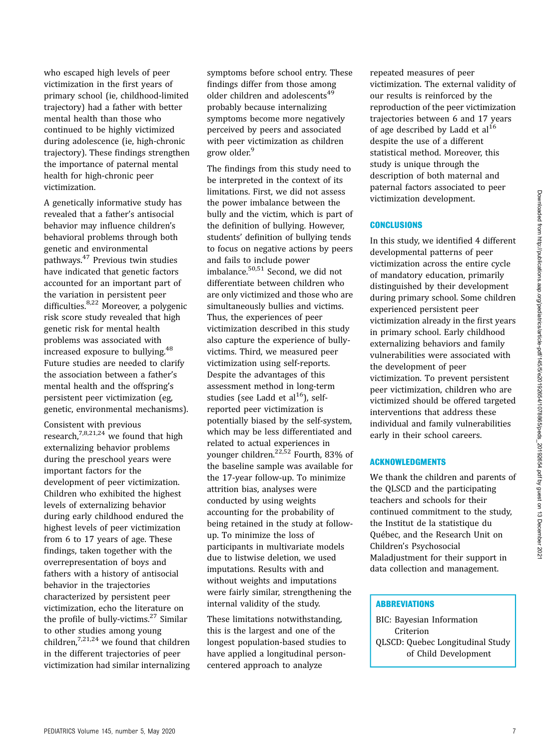who escaped high levels of peer victimization in the first years of primary school (ie, childhood-limited trajectory) had a father with better mental health than those who continued to be highly victimized during adolescence (ie, high-chronic trajectory). These findings strengthen the importance of paternal mental health for high-chronic peer victimization.

A genetically informative study has revealed that a father's antisocial behavior may influence children's behavioral problems through both genetic and environmental pathways.[47] Previous twin studies have indicated that genetic factors accounted for an important part of the variation in persistent peer difficulties.[8,22] Moreover, a polygenic risk score study revealed that high genetic risk for mental health problems was associated with increased exposure to bullying.[48] Future studies are needed to clarify the association between a father's mental health and the offspring's persistent peer victimization (eg, genetic, environmental mechanisms).

Consistent with previous research,[7,8,21,24] we found that high externalizing behavior problems during the preschool years were important factors for the development of peer victimization. Children who exhibited the highest levels of externalizing behavior during early childhood endured the highest levels of peer victimization from 6 to 17 years of age. These findings, taken together with the overrepresentation of boys and fathers with a history of antisocial behavior in the trajectories characterized by persistent peer victimization, echo the literature on the profile of bully-victims.[27] Similar to other studies among young children,[7,21,24] we found that children in the different trajectories of peer victimization had similar internalizing symptoms before school entry. These findings differ from those among older children and adolescents[49] probably because internalizing symptoms become more negatively perceived by peers and associated with peer victimization as children grow older.[9]

The findings from this study need to be interpreted in the context of its limitations. First, we did not assess the power imbalance between the bully and the victim, which is part of the definition of bullying. However, students' definition of bullying tends to focus on negative actions by peers and fails to include power imbalance.[50,51] Second, we did not differentiate between children who are only victimized and those who are simultaneously bullies and victims. Thus, the experiences of peer victimization described in this study also capture the experience of bully-victims. Third, we measured peer victimization using self-reports. Despite the advantages of this assessment method in long-term studies (see Ladd et al[16]), self-reported peer victimization is potentially biased by the self-system, which may be less differentiated and related to actual experiences in younger children.[22,52] Fourth, 83% of the baseline sample was available for the 17-year follow-up. To minimize attrition bias, analyses were conducted by using weights accounting for the probability of being retained in the study at follow-up. To minimize the loss of participants in multivariate models due to listwise deletion, we used imputations. Results with and without weights and imputations were fairly similar, strengthening the internal validity of the study.

These limitations notwithstanding, this is the largest and one of the longest population-based studies to have applied a longitudinal person-centered approach to analyze repeated measures of peer victimization. The external validity of our results is reinforced by the reproduction of the peer victimization trajectories between 6 and 17 years of age described by Ladd et al[16] despite the use of a different statistical method. Moreover, this study is unique through the description of both maternal and paternal factors associated to peer victimization development.

## CONCLUSIONS

In this study, we identified 4 different developmental patterns of peer victimization across the entire cycle of mandatory education, primarily distinguished by their development during primary school. Some children experienced persistent peer victimization already in the first years in primary school. Early childhood externalizing behaviors and family vulnerabilities were associated with the development of peer victimization. To prevent persistent peer victimization, children who are victimized should be offered targeted interventions that address these individual and family vulnerabilities early in their school careers.

## ACKNOWLEDGMENTS

We thank the children and parents of the QLSCD and the participating teachers and schools for their continued commitment to the study, the Institut de la statistique du Québec, and the Research Unit on Children's Psychosocial Maladjustment for their support in data collection and management.

## ABBREVIATIONS

BIC: Bayesian Information Criterion
QLSCD: Quebec Longitudinal Study of Child Development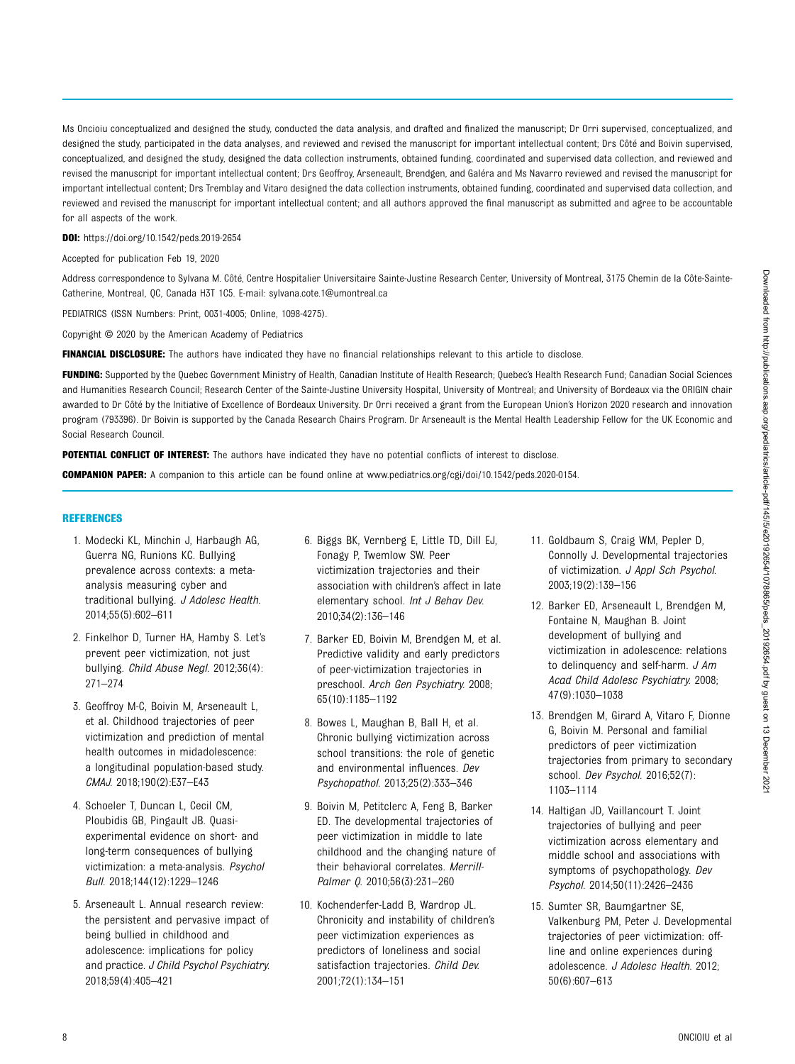Ms Oncioiu conceptualized and designed the study, conducted the data analysis, and drafted and finalized the manuscript; Dr Orri supervised, conceptualized, and designed the study, participated in the data analyses, and reviewed and revised the manuscript for important intellectual content; Drs Côté and Boivin supervised, conceptualized, and designed the study, designed the data collection instruments, obtained funding, coordinated and supervised data collection, and reviewed and revised the manuscript for important intellectual content; Drs Geoffroy, Arseneault, Brendgen, and Galéra and Ms Navarro reviewed and revised the manuscript for important intellectual content; Drs Tremblay and Vitaro designed the data collection instruments, obtained funding, coordinated and supervised data collection, and reviewed and revised the manuscript for important intellectual content; and all authors approved the final manuscript as submitted and agree to be accountable for all aspects of the work.

**DOI:** https://doi.org/10.1542/peds.2019-2654

Accepted for publication Feb 19, 2020

Address correspondence to Sylvana M. Côté, Centre Hospitalier Universitaire Sainte-Justine Research Center, University of Montreal, 3175 Chemin de la Côte-Sainte-Catherine, Montreal, QC, Canada H3T 1C5. E-mail: sylvana.cote.1@umontreal.ca

PEDIATRICS (ISSN Numbers: Print, 0031-4005; Online, 1098-4275).

Copyright © 2020 by the American Academy of Pediatrics

**FINANCIAL DISCLOSURE:** The authors have indicated they have no financial relationships relevant to this article to disclose.

**FUNDING:** Supported by the Quebec Government Ministry of Health, Canadian Institute of Health Research; Quebec's Health Research Fund; Canadian Social Sciences and Humanities Research Council; Research Center of the Sainte-Justine University Hospital, University of Montreal; and University of Bordeaux via the ORIGIN chair awarded to Dr Côté by the Initiative of Excellence of Bordeaux University. Dr Orri received a grant from the European Union's Horizon 2020 research and innovation program (793396). Dr Boivin is supported by the Canada Research Chairs Program. Dr Arseneault is the Mental Health Leadership Fellow for the UK Economic and Social Research Council.

**POTENTIAL CONFLICT OF INTEREST:** The authors have indicated they have no potential conflicts of interest to disclose.

**COMPANION PAPER:** A companion to this article can be found online at www.pediatrics.org/cgi/doi/10.1542/peds.2020-0154.

## REFERENCES

1. Modecki KL, Minchin J, Harbaugh AG, Guerra NG, Runions KC. Bullying prevalence across contexts: a meta-analysis measuring cyber and traditional bullying. *J Adolesc Health*. 2014;55(5):602–611
2. Finkelhor D, Turner HA, Hamby S. Let's prevent peer victimization, not just bullying. *Child Abuse Negl*. 2012;36(4):271–274
3. Geoffroy M-C, Boivin M, Arseneault L, et al. Childhood trajectories of peer victimization and prediction of mental health outcomes in midadolescence: a longitudinal population-based study. *CMAJ*. 2018;190(2):E37–E43
4. Schoeler T, Duncan L, Cecil CM, Ploubidis GB, Pingault JB. Quasi-experimental evidence on short- and long-term consequences of bullying victimization: a meta-analysis. *Psychol Bull*. 2018;144(12):1229–1246
5. Arseneault L. Annual research review: the persistent and pervasive impact of being bullied in childhood and adolescence: implications for policy and practice. *J Child Psychol Psychiatry*. 2018;59(4):405–421
6. Biggs BK, Vernberg E, Little TD, Dill EJ, Fonagy P, Twemlow SW. Peer victimization trajectories and their association with children's affect in late elementary school. *Int J Behav Dev*. 2010;34(2):136–146
7. Barker ED, Boivin M, Brendgen M, et al. Predictive validity and early predictors of peer-victimization trajectories in preschool. *Arch Gen Psychiatry*. 2008;65(10):1185–1192
8. Bowes L, Maughan B, Ball H, et al. Chronic bullying victimization across school transitions: the role of genetic and environmental influences. *Dev Psychopathol*. 2013;25(2):333–346
9. Boivin M, Petitclerc A, Feng B, Barker ED. The developmental trajectories of peer victimization in middle to late childhood and the changing nature of their behavioral correlates. *Merrill-Palmer Q*. 2010;56(3):231–260
10. Kochenderfer-Ladd B, Wardrop JL. Chronicity and instability of children's peer victimization experiences as predictors of loneliness and social satisfaction trajectories. *Child Dev*. 2001;72(1):134–151
11. Goldbaum S, Craig WM, Pepler D, Connolly J. Developmental trajectories of victimization. *J Appl Sch Psychol*. 2003;19(2):139–156
12. Barker ED, Arseneault L, Brendgen M, Fontaine N, Maughan B. Joint development of bullying and victimization in adolescence: relations to delinquency and self-harm. *J Am Acad Child Adolesc Psychiatry*. 2008;47(9):1030–1038
13. Brendgen M, Girard A, Vitaro F, Dionne G, Boivin M. Personal and familial predictors of peer victimization trajectories from primary to secondary school. *Dev Psychol*. 2016;52(7):1103–1114
14. Haltigan JD, Vaillancourt T. Joint trajectories of bullying and peer victimization across elementary and middle school and associations with symptoms of psychopathology. *Dev Psychol*. 2014;50(11):2426–2436
15. Sumter SR, Baumgartner SE, Valkenburg PM, Peter J. Developmental trajectories of peer victimization: off-line and online experiences during adolescence. *J Adolesc Health*. 2012;50(6):607–613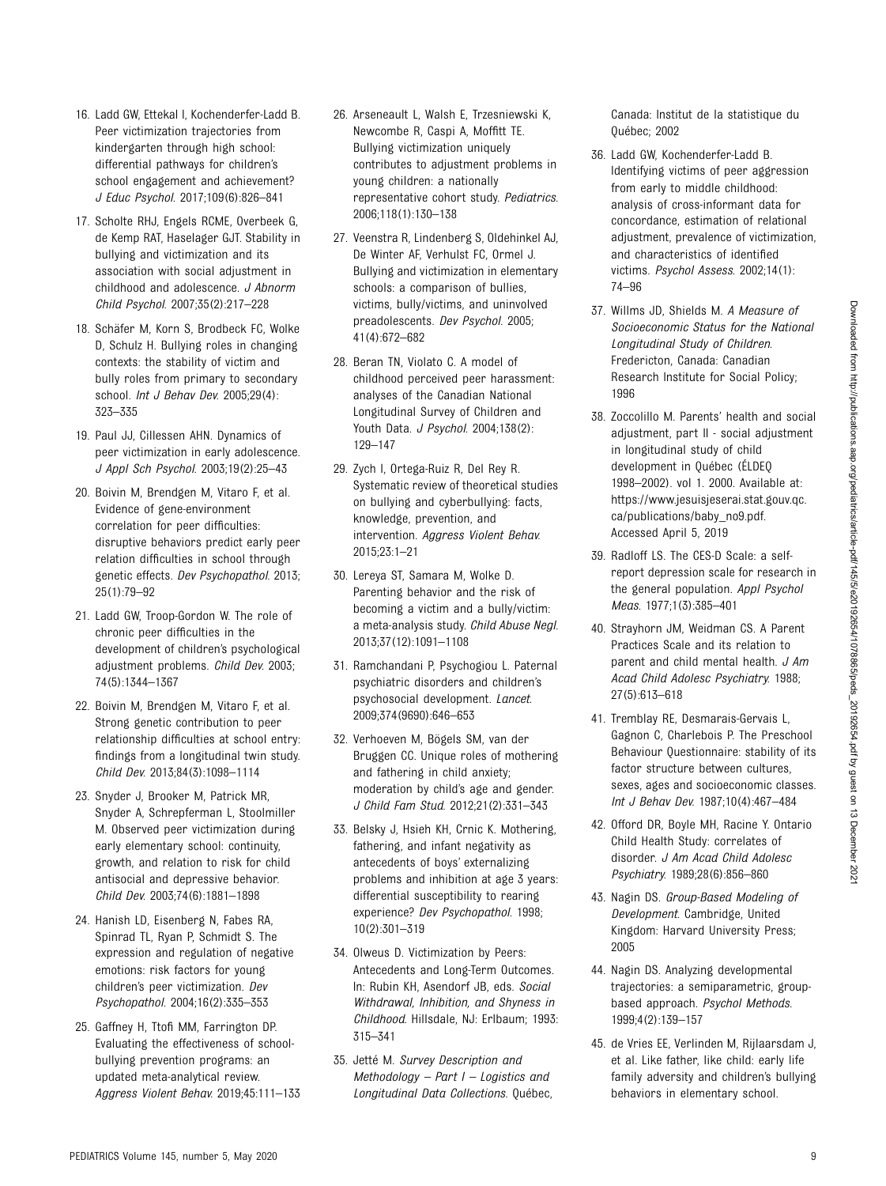16. Ladd GW, Ettekal I, Kochenderfer-Ladd B. Peer victimization trajectories from kindergarten through high school: differential pathways for children's school engagement and achievement? *J Educ Psychol.* 2017;109(6):826–841

17. Scholte RHJ, Engels RCME, Overbeek G, de Kemp RAT, Haselager GJT. Stability in bullying and victimization and its association with social adjustment in childhood and adolescence. *J Abnorm Child Psychol.* 2007;35(2):217–228

18. Schäfer M, Korn S, Brodbeck FC, Wolke D, Schulz H. Bullying roles in changing contexts: the stability of victim and bully roles from primary to secondary school. *Int J Behav Dev.* 2005;29(4):323–335

19. Paul JJ, Cillessen AHN. Dynamics of peer victimization in early adolescence. *J Appl Sch Psychol.* 2003;19(2):25–43

20. Boivin M, Brendgen M, Vitaro F, et al. Evidence of gene-environment correlation for peer difficulties: disruptive behaviors predict early peer relation difficulties in school through genetic effects. *Dev Psychopathol.* 2013;25(1):79–92

21. Ladd GW, Troop-Gordon W. The role of chronic peer difficulties in the development of children's psychological adjustment problems. *Child Dev.* 2003;74(5):1344–1367

22. Boivin M, Brendgen M, Vitaro F, et al. Strong genetic contribution to peer relationship difficulties at school entry: findings from a longitudinal twin study. *Child Dev.* 2013;84(3):1098–1114

23. Snyder J, Brooker M, Patrick MR, Snyder A, Schrepferman L, Stoolmiller M. Observed peer victimization during early elementary school: continuity, growth, and relation to risk for child antisocial and depressive behavior. *Child Dev.* 2003;74(6):1881–1898

24. Hanish LD, Eisenberg N, Fabes RA, Spinrad TL, Ryan P, Schmidt S. The expression and regulation of negative emotions: risk factors for young children's peer victimization. *Dev Psychopathol.* 2004;16(2):335–353

25. Gaffney H, Ttofi MM, Farrington DP. Evaluating the effectiveness of school-bullying prevention programs: an updated meta-analytical review. *Aggress Violent Behav.* 2019;45:111–133

26. Arseneault L, Walsh E, Trzesniewski K, Newcombe R, Caspi A, Moffitt TE. Bullying victimization uniquely contributes to adjustment problems in young children: a nationally representative cohort study. *Pediatrics.* 2006;118(1):130–138

27. Veenstra R, Lindenberg S, Oldehinkel AJ, De Winter AF, Verhulst FC, Ormel J. Bullying and victimization in elementary schools: a comparison of bullies, victims, bully/victims, and uninvolved preadolescents. *Dev Psychol.* 2005;41(4):672–682

28. Beran TN, Violato C. A model of childhood perceived peer harassment: analyses of the Canadian National Longitudinal Survey of Children and Youth Data. *J Psychol.* 2004;138(2):129–147

29. Zych I, Ortega-Ruiz R, Del Rey R. Systematic review of theoretical studies on bullying and cyberbullying: facts, knowledge, prevention, and intervention. *Aggress Violent Behav.* 2015;23:1–21

30. Lereya ST, Samara M, Wolke D. Parenting behavior and the risk of becoming a victim and a bully/victim: a meta-analysis study. *Child Abuse Negl.* 2013;37(12):1091–1108

31. Ramchandani P, Psychogiou L. Paternal psychiatric disorders and children's psychosocial development. *Lancet.* 2009;374(9690):646–653

32. Verhoeven M, Bögels SM, van der Bruggen CC. Unique roles of mothering and fathering in child anxiety; moderation by child's age and gender. *J Child Fam Stud.* 2012;21(2):331–343

33. Belsky J, Hsieh KH, Crnic K. Mothering, fathering, and infant negativity as antecedents of boys' externalizing problems and inhibition at age 3 years: differential susceptibility to rearing experience? *Dev Psychopathol.* 1998;10(2):301–319

34. Olweus D. Victimization by Peers: Antecedents and Long-Term Outcomes. In: Rubin KH, Asendorf JB, eds. *Social Withdrawal, Inhibition, and Shyness in Childhood.* Hillsdale, NJ: Erlbaum; 1993:315–341

35. Jetté M. *Survey Description and Methodology – Part I – Logistics and Longitudinal Data Collections.* Québec, Canada: Institut de la statistique du Québec; 2002

36. Ladd GW, Kochenderfer-Ladd B. Identifying victims of peer aggression from early to middle childhood: analysis of cross-informant data for concordance, estimation of relational adjustment, prevalence of victimization, and characteristics of identified victims. *Psychol Assess.* 2002;14(1):74–96

37. Willms JD, Shields M. *A Measure of Socioeconomic Status for the National Longitudinal Study of Children.* Fredericton, Canada: Canadian Research Institute for Social Policy; 1996

38. Zoccolillo M. Parents' health and social adjustment, part II - social adjustment in longitudinal study of child development in Québec (ÉLDEQ 1998–2002). vol 1. 2000. Available at: https://www.jesuisjeserai.stat.gouv.qc.ca/publications/baby_no9.pdf. Accessed April 5, 2019

39. Radloff LS. The CES-D Scale: a self-report depression scale for research in the general population. *Appl Psychol Meas.* 1977;1(3):385–401

40. Strayhorn JM, Weidman CS. A Parent Practices Scale and its relation to parent and child mental health. *J Am Acad Child Adolesc Psychiatry.* 1988;27(5):613–618

41. Tremblay RE, Desmarais-Gervais L, Gagnon C, Charlebois P. The Preschool Behaviour Questionnaire: stability of its factor structure between cultures, sexes, ages and socioeconomic classes. *Int J Behav Dev.* 1987;10(4):467–484

42. Offord DR, Boyle MH, Racine Y. Ontario Child Health Study: correlates of disorder. *J Am Acad Child Adolesc Psychiatry.* 1989;28(6):856–860

43. Nagin DS. *Group-Based Modeling of Development.* Cambridge, United Kingdom: Harvard University Press; 2005

44. Nagin DS. Analyzing developmental trajectories: a semiparametric, group-based approach. *Psychol Methods.* 1999;4(2):139–157

45. de Vries EE, Verlinden M, Rijlaarsdam J, et al. Like father, like child: early life family adversity and children's bullying behaviors in elementary school.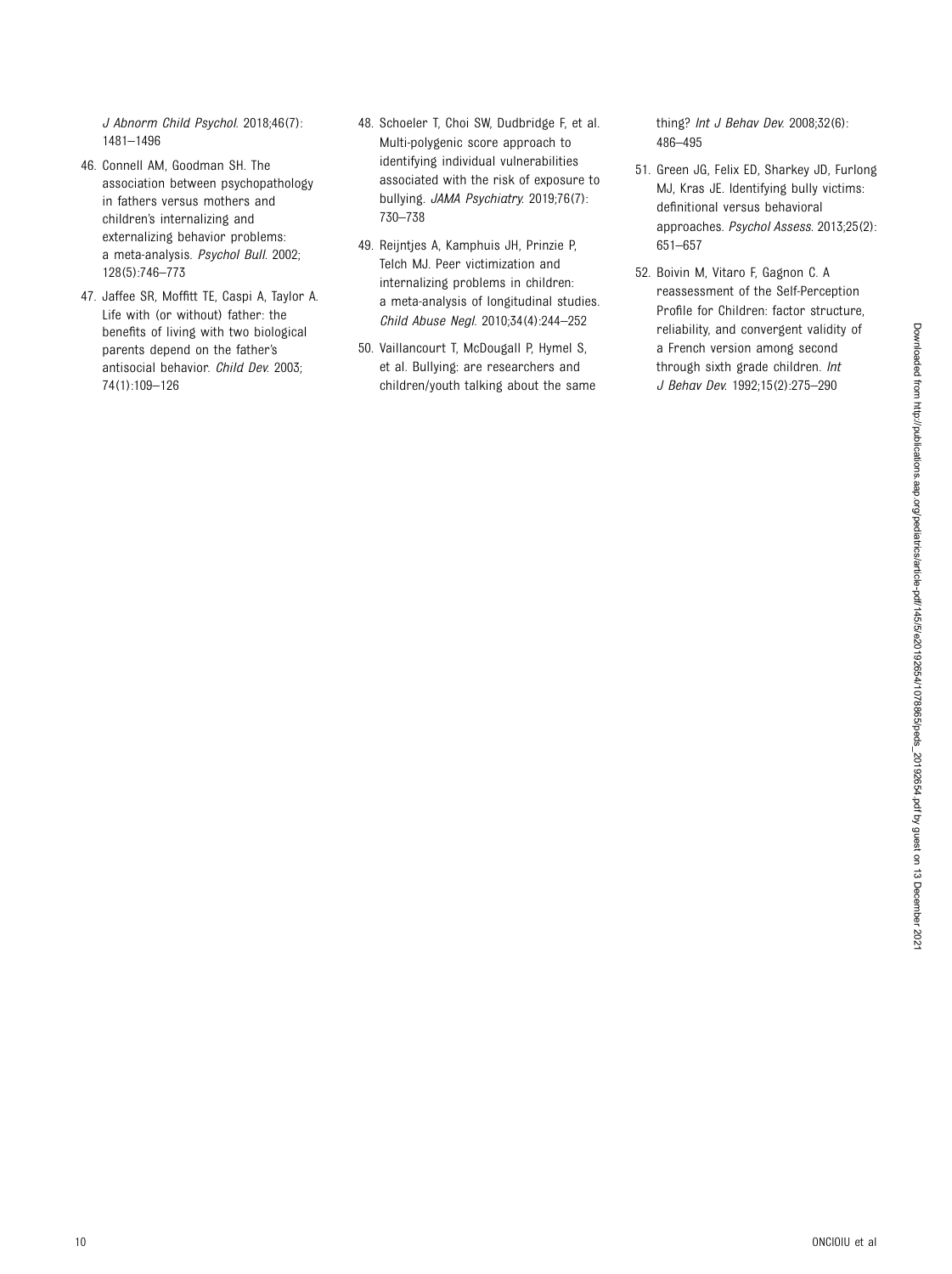*J Abnorm Child Psychol*. 2018;46(7): 1481–1496

46. Connell AM, Goodman SH. The association between psychopathology in fathers versus mothers and children's internalizing and externalizing behavior problems: a meta-analysis. *Psychol Bull*. 2002; 128(5):746–773
47. Jaffee SR, Moffitt TE, Caspi A, Taylor A. Life with (or without) father: the benefits of living with two biological parents depend on the father's antisocial behavior. *Child Dev*. 2003; 74(1):109–126
48. Schoeler T, Choi SW, Dudbridge F, et al. Multi-polygenic score approach to identifying individual vulnerabilities associated with the risk of exposure to bullying. *JAMA Psychiatry*. 2019;76(7): 730–738
49. Reijntjes A, Kamphuis JH, Prinzie P, Telch MJ. Peer victimization and internalizing problems in children: a meta-analysis of longitudinal studies. *Child Abuse Negl*. 2010;34(4):244–252
50. Vaillancourt T, McDougall P, Hymel S, et al. Bullying: are researchers and children/youth talking about the same thing? *Int J Behav Dev*. 2008;32(6): 486–495
51. Green JG, Felix ED, Sharkey JD, Furlong MJ, Kras JE. Identifying bully victims: definitional versus behavioral approaches. *Psychol Assess*. 2013;25(2): 651–657
52. Boivin M, Vitaro F, Gagnon C. A reassessment of the Self-Perception Profile for Children: factor structure, reliability, and convergent validity of a French version among second through sixth grade children. *Int J Behav Dev*. 1992;15(2):275–290